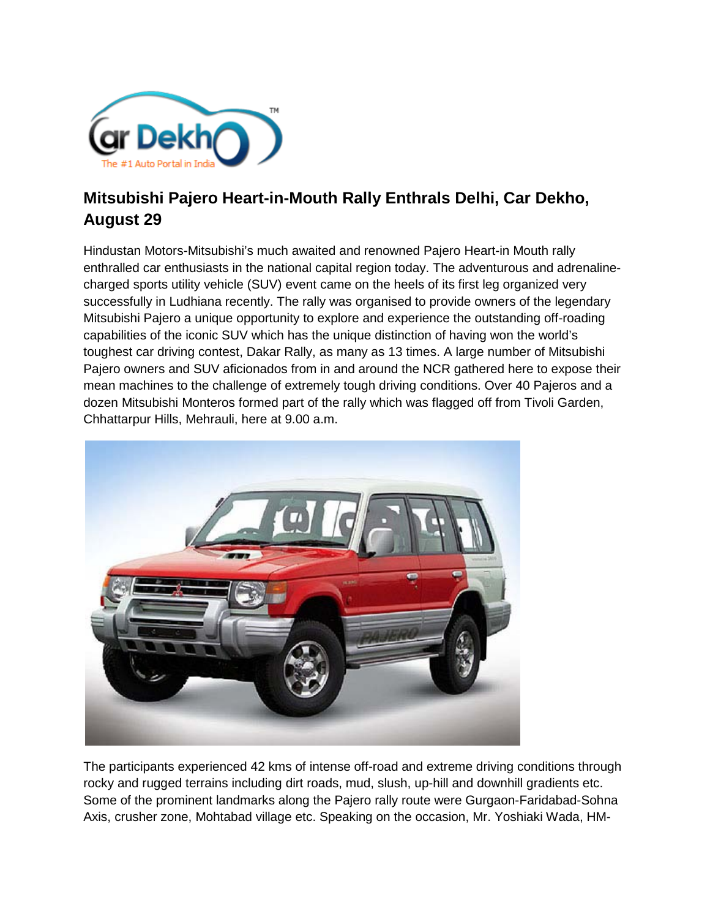## Mitsubishi Pajero Heart-in-Mouth Rally Enthrals Delhi, Car Dekho, August 29

Hindustan Motors-Mitsubishi's much awaited and renowned Pajero Heart-in Mouth rally enthralled car enthusiasts in the national capital region today. The adventurous and adrenaline-charged sports utility vehicle (SUV) event came on the heels of its first leg organized very successfully in Ludhiana recently. The rally was organised to provide owners of the legendary Mitsubishi Pajero a unique opportunity to explore and experience the outstanding off-roading capabilities of the iconic SUV which has the unique distinction of having won the world's toughest car driving contest, Dakar Rally, as many as 13 times. A large number of Mitsubishi Pajero owners and SUV aficionados from in and around the NCR gathered here to expose their mean machines to the challenge of extremely tough driving conditions. Over 40 Pajeros and a dozen Mitsubishi Monteros formed part of the rally which was flagged off from Tivoli Garden, Chhattarpur Hills, Mehrauli, here at 9.00 a.m.

The participants experienced 42 kms of intense off-road and extreme driving conditions through rocky and rugged terrains including dirt roads, mud, slush, up-hill and downhill gradients etc. Some of the prominent landmarks along the Pajero rally route were Gurgaon-Faridabad-Sohna Axis, crusher zone, Mohtabad village etc. Speaking on the occasion, Mr. Yoshiaki Wada, HM-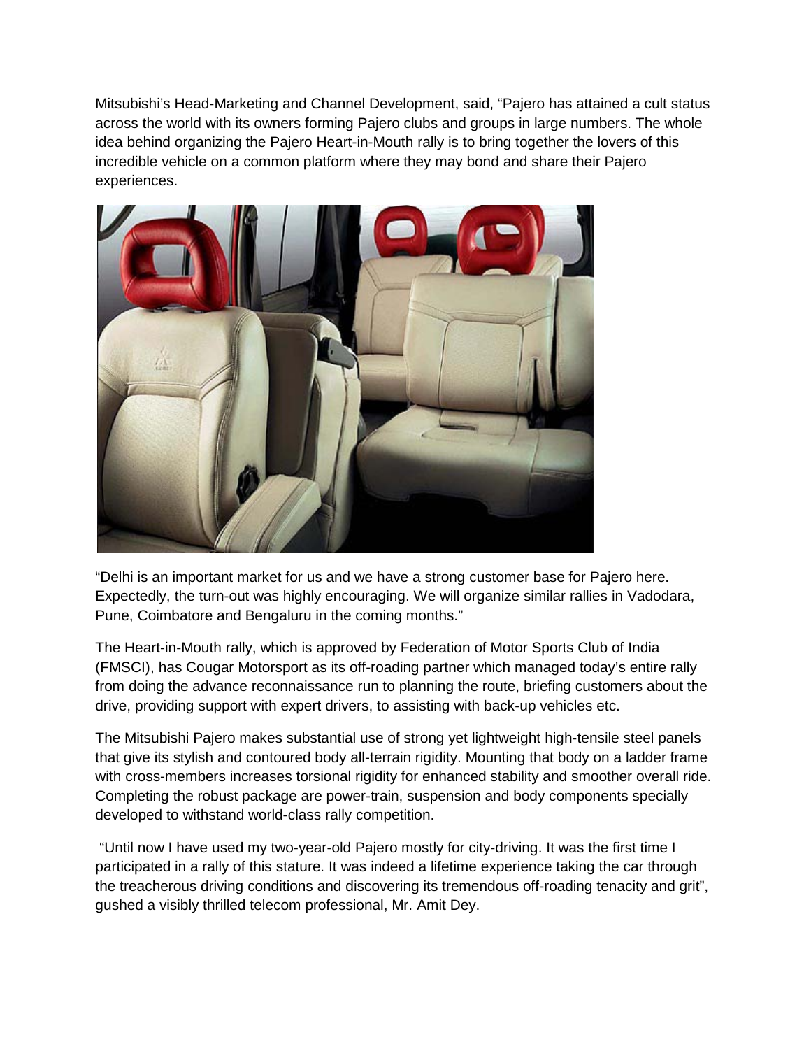Mitsubishi's Head-Marketing and Channel Development, said, "Pajero has attained a cult status across the world with its owners forming Pajero clubs and groups in large numbers. The whole idea behind organizing the Pajero Heart-in-Mouth rally is to bring together the lovers of this incredible vehicle on a common platform where they may bond and share their Pajero experiences.

"Delhi is an important market for us and we have a strong customer base for Pajero here. Expectedly, the turn-out was highly encouraging. We will organize similar rallies in Vadodara, Pune, Coimbatore and Bengaluru in the coming months."

The Heart-in-Mouth rally, which is approved by Federation of Motor Sports Club of India (FMSCI), has Cougar Motorsport as its off-roading partner which managed today's entire rally from doing the advance reconnaissance run to planning the route, briefing customers about the drive, providing support with expert drivers, to assisting with back-up vehicles etc.

The Mitsubishi Pajero makes substantial use of strong yet lightweight high-tensile steel panels that give its stylish and contoured body all-terrain rigidity. Mounting that body on a ladder frame with cross-members increases torsional rigidity for enhanced stability and smoother overall ride. Completing the robust package are power-train, suspension and body components specially developed to withstand world-class rally competition.

"Until now I have used my two-year-old Pajero mostly for city-driving. It was the first time I participated in a rally of this stature. It was indeed a lifetime experience taking the car through the treacherous driving conditions and discovering its tremendous off-roading tenacity and grit", gushed a visibly thrilled telecom professional, Mr. Amit Dey.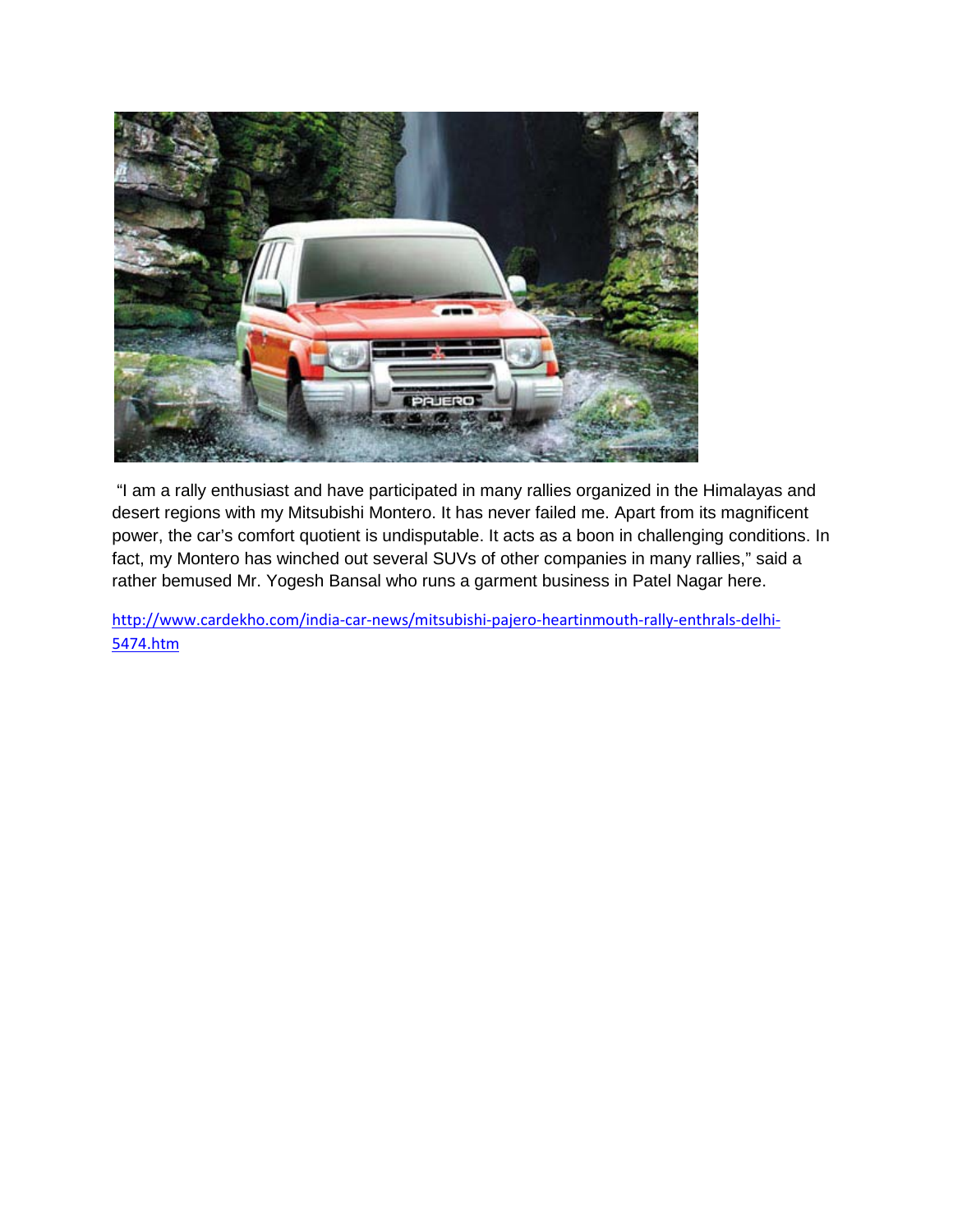"I am a rally enthusiast and have participated in many rallies organized in the Himalayas and desert regions with my Mitsubishi Montero. It has never failed me. Apart from its magnificent power, the car's comfort quotient is undisputable. It acts as a boon in challenging conditions. In fact, my Montero has winched out several SUVs of other companies in many rallies," said a rather bemused Mr. Yogesh Bansal who runs a garment business in Patel Nagar here.

http://www.cardekho.com/india-car-news/mitsubishi-pajero-heartinmouth-rally-enthrals-delhi-5474.htm